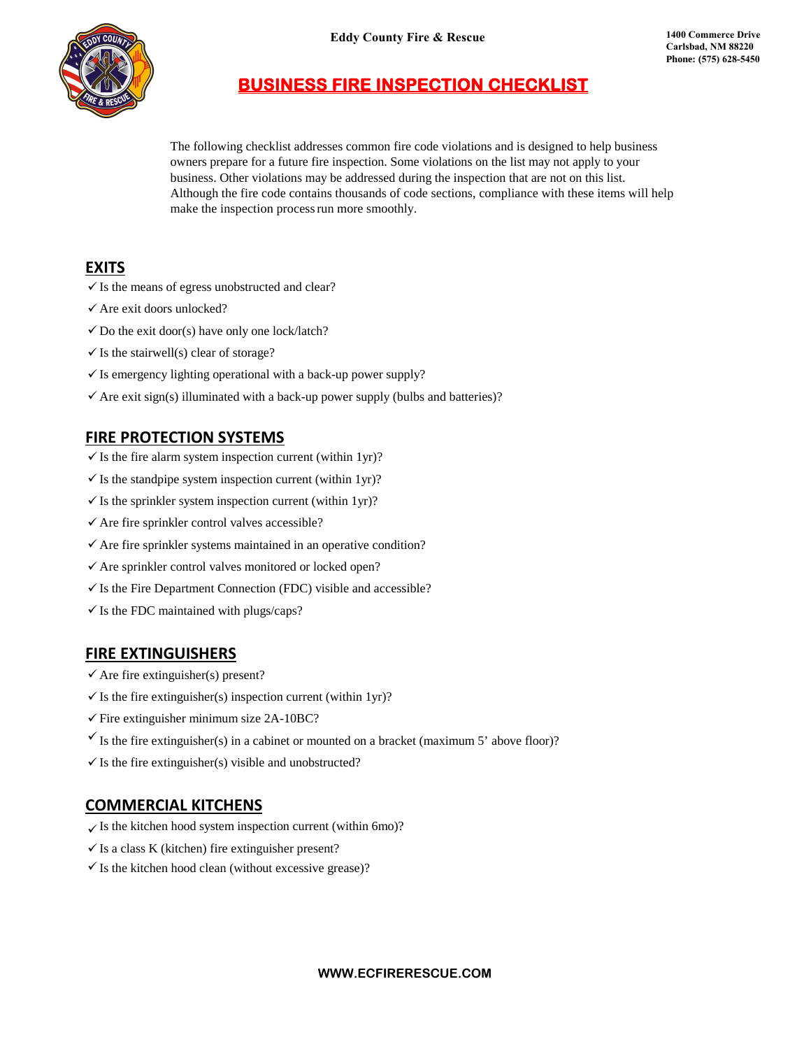Eddy County Fire & Rescue

1400 Commerce Drive
Carlsbad, NM 88220
Phone: (575) 628-5450

# BUSINESS FIRE INSPECTION CHECKLIST

The following checklist addresses common fire code violations and is designed to help business owners prepare for a future fire inspection. Some violations on the list may not apply to your business. Other violations may be addressed during the inspection that are not on this list. Although the fire code contains thousands of code sections, compliance with these items will help make the inspection process run more smoothly.

## EXITS

- ✓ Is the means of egress unobstructed and clear?
- ✓ Are exit doors unlocked?
- ✓ Do the exit door(s) have only one lock/latch?
- ✓ Is the stairwell(s) clear of storage?
- ✓ Is emergency lighting operational with a back-up power supply?
- ✓ Are exit sign(s) illuminated with a back-up power supply (bulbs and batteries)?

## FIRE PROTECTION SYSTEMS

- ✓ Is the fire alarm system inspection current (within 1yr)?
- ✓ Is the standpipe system inspection current (within 1yr)?
- ✓ Is the sprinkler system inspection current (within 1yr)?
- ✓ Are fire sprinkler control valves accessible?
- ✓ Are fire sprinkler systems maintained in an operative condition?
- ✓ Are sprinkler control valves monitored or locked open?
- ✓ Is the Fire Department Connection (FDC) visible and accessible?
- ✓ Is the FDC maintained with plugs/caps?

## FIRE EXTINGUISHERS

- ✓ Are fire extinguisher(s) present?
- ✓ Is the fire extinguisher(s) inspection current (within 1yr)?
- ✓ Fire extinguisher minimum size 2A-10BC?
- ✓ Is the fire extinguisher(s) in a cabinet or mounted on a bracket (maximum 5' above floor)?
- ✓ Is the fire extinguisher(s) visible and unobstructed?

## COMMERCIAL KITCHENS

- ✓ Is the kitchen hood system inspection current (within 6mo)?
- ✓ Is a class K (kitchen) fire extinguisher present?
- ✓ Is the kitchen hood clean (without excessive grease)?

WWW.ECFIRERESCUE.COM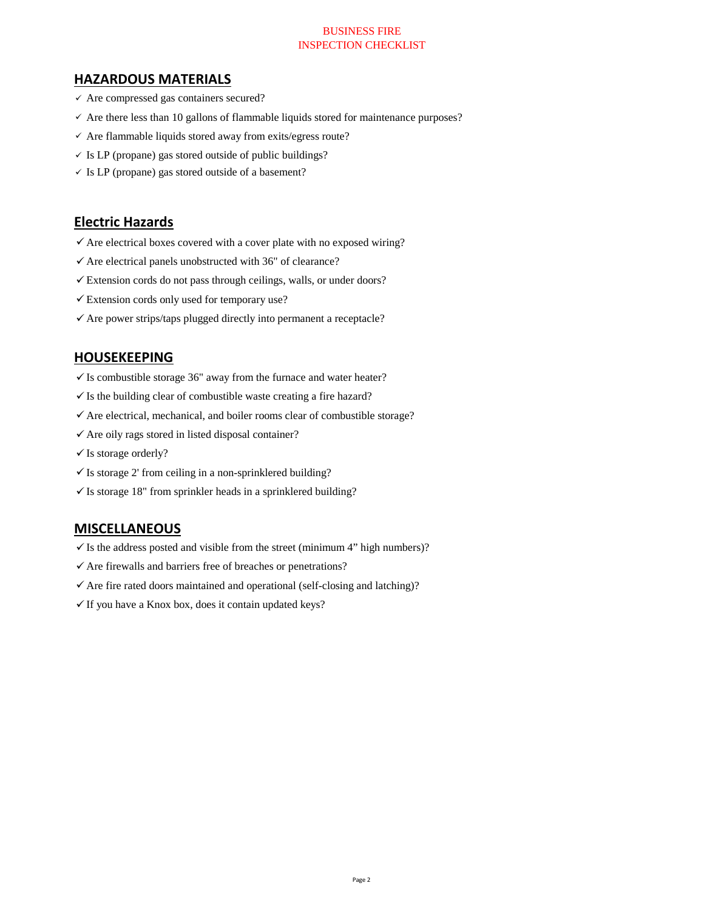BUSINESS FIRE
INSPECTION CHECKLIST

## HAZARDOUS MATERIALS

- ✓ Are compressed gas containers secured?
- ✓ Are there less than 10 gallons of flammable liquids stored for maintenance purposes?
- ✓ Are flammable liquids stored away from exits/egress route?
- ✓ Is LP (propane) gas stored outside of public buildings?
- ✓ Is LP (propane) gas stored outside of a basement?

## Electric Hazards

- ✓ Are electrical boxes covered with a cover plate with no exposed wiring?
- ✓ Are electrical panels unobstructed with 36" of clearance?
- ✓ Extension cords do not pass through ceilings, walls, or under doors?
- ✓ Extension cords only used for temporary use?
- ✓ Are power strips/taps plugged directly into permanent a receptacle?

## HOUSEKEEPING

- ✓ Is combustible storage 36" away from the furnace and water heater?
- ✓ Is the building clear of combustible waste creating a fire hazard?
- ✓ Are electrical, mechanical, and boiler rooms clear of combustible storage?
- ✓ Are oily rags stored in listed disposal container?
- ✓ Is storage orderly?
- ✓ Is storage 2' from ceiling in a non-sprinklered building?
- ✓ Is storage 18" from sprinkler heads in a sprinklered building?

## MISCELLANEOUS

- ✓ Is the address posted and visible from the street (minimum 4" high numbers)?
- ✓ Are firewalls and barriers free of breaches or penetrations?
- ✓ Are fire rated doors maintained and operational (self-closing and latching)?
- ✓ If you have a Knox box, does it contain updated keys?